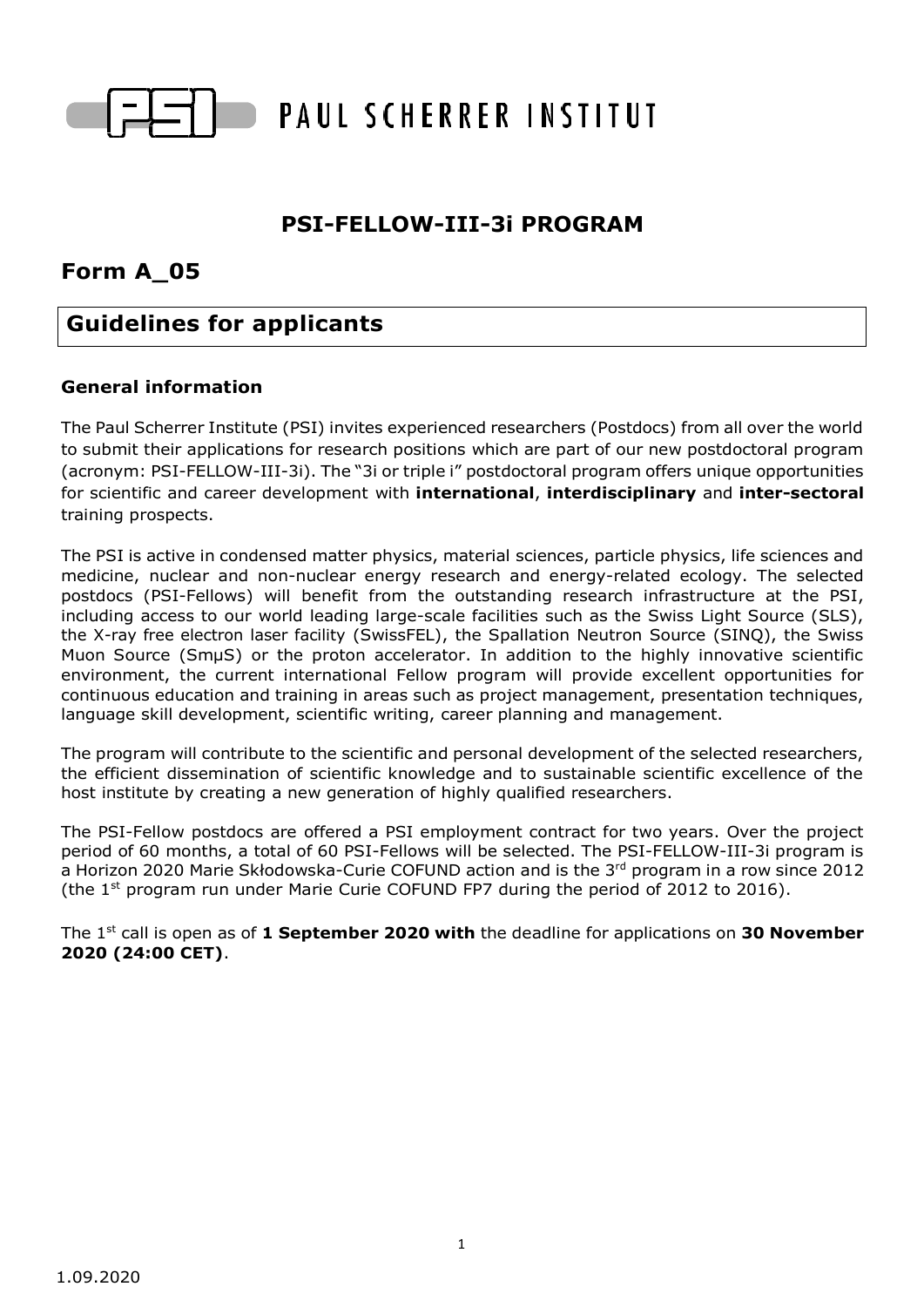PAUL SCHERRER INSTITUT

# PSI-FELLOW-III-3i PROGRAM

## Form A_05

## Guidelines for applicants

### General information

The Paul Scherrer Institute (PSI) invites experienced researchers (Postdocs) from all over the world to submit their applications for research positions which are part of our new postdoctoral program (acronym: PSI-FELLOW-III-3i). The "3i or triple i" postdoctoral program offers unique opportunities for scientific and career development with **international**, **interdisciplinary** and **inter-sectoral** training prospects.

The PSI is active in condensed matter physics, material sciences, particle physics, life sciences and medicine, nuclear and non-nuclear energy research and energy-related ecology. The selected postdocs (PSI-Fellows) will benefit from the outstanding research infrastructure at the PSI, including access to our world leading large-scale facilities such as the Swiss Light Source (SLS), the X-ray free electron laser facility (SwissFEL), the Spallation Neutron Source (SINQ), the Swiss Muon Source (SmμS) or the proton accelerator. In addition to the highly innovative scientific environment, the current international Fellow program will provide excellent opportunities for continuous education and training in areas such as project management, presentation techniques, language skill development, scientific writing, career planning and management.

The program will contribute to the scientific and personal development of the selected researchers, the efficient dissemination of scientific knowledge and to sustainable scientific excellence of the host institute by creating a new generation of highly qualified researchers.

The PSI-Fellow postdocs are offered a PSI employment contract for two years. Over the project period of 60 months, a total of 60 PSI-Fellows will be selected. The PSI-FELLOW-III-3i program is a Horizon 2020 Marie Skłodowska-Curie COFUND action and is the 3rd program in a row since 2012 (the 1st program run under Marie Curie COFUND FP7 during the period of 2012 to 2016).

The 1st call is open as of **1 September 2020 with** the deadline for applications on **30 November 2020 (24:00 CET)**.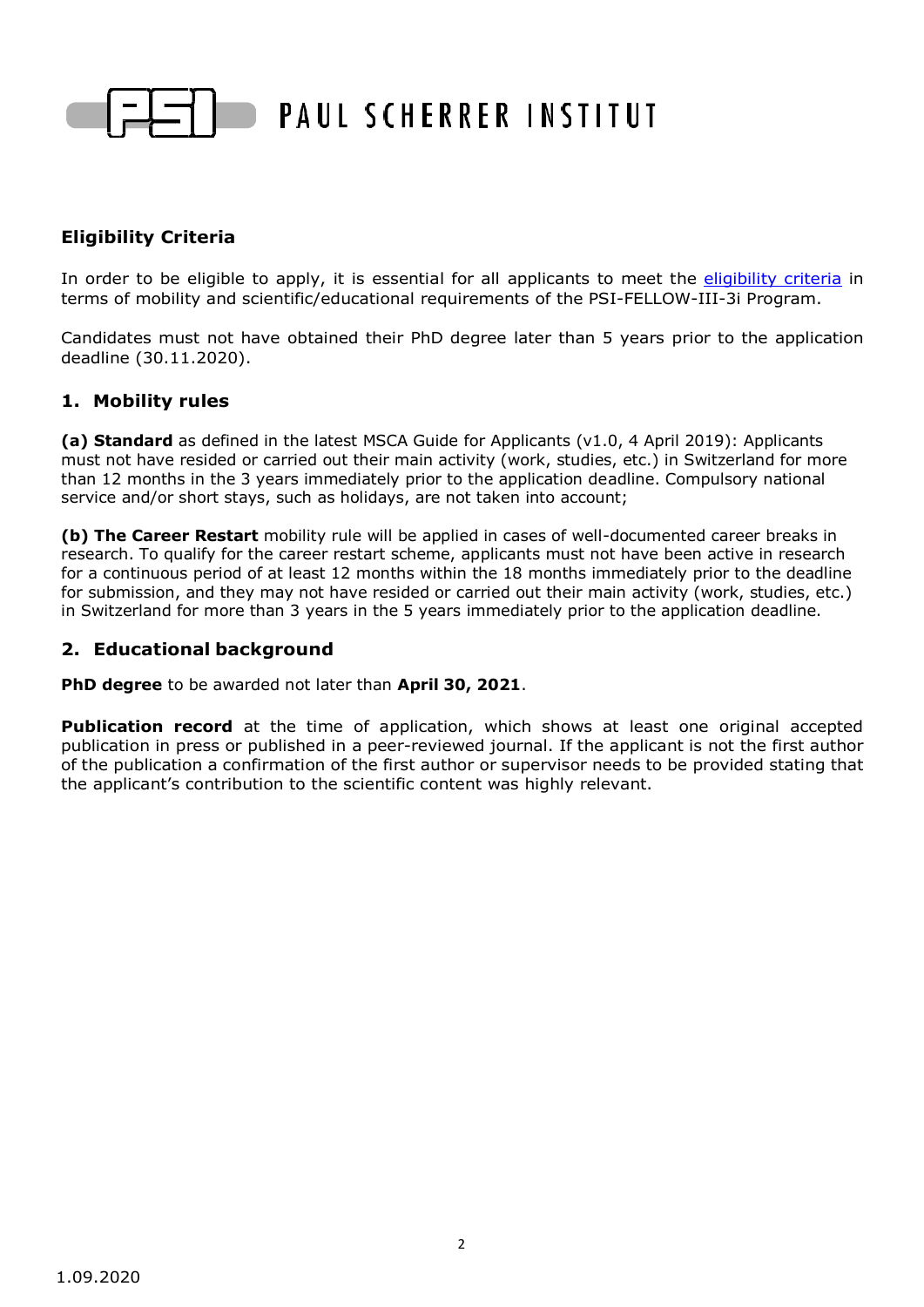## Eligibility Criteria

In order to be eligible to apply, it is essential for all applicants to meet the eligibility criteria in terms of mobility and scientific/educational requirements of the PSI-FELLOW-III-3i Program.

Candidates must not have obtained their PhD degree later than 5 years prior to the application deadline (30.11.2020).

### 1. Mobility rules

**(a) Standard** as defined in the latest MSCA Guide for Applicants (v1.0, 4 April 2019): Applicants must not have resided or carried out their main activity (work, studies, etc.) in Switzerland for more than 12 months in the 3 years immediately prior to the application deadline. Compulsory national service and/or short stays, such as holidays, are not taken into account;

**(b) The Career Restart** mobility rule will be applied in cases of well-documented career breaks in research. To qualify for the career restart scheme, applicants must not have been active in research for a continuous period of at least 12 months within the 18 months immediately prior to the deadline for submission, and they may not have resided or carried out their main activity (work, studies, etc.) in Switzerland for more than 3 years in the 5 years immediately prior to the application deadline.

### 2. Educational background

**PhD degree** to be awarded not later than **April 30, 2021**.

**Publication record** at the time of application, which shows at least one original accepted publication in press or published in a peer-reviewed journal. If the applicant is not the first author of the publication a confirmation of the first author or supervisor needs to be provided stating that the applicant's contribution to the scientific content was highly relevant.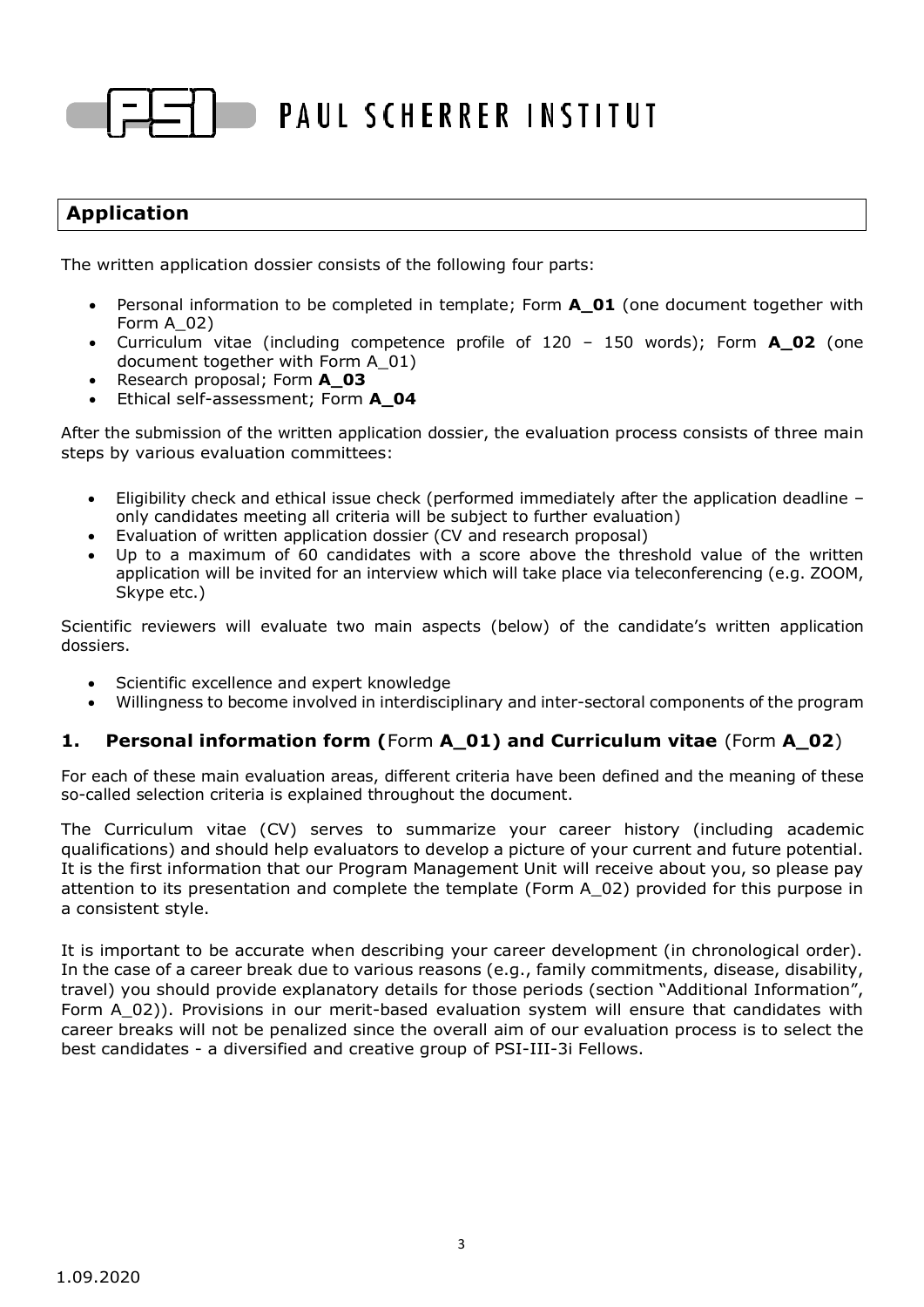## Application

The written application dossier consists of the following four parts:

- Personal information to be completed in template; Form **A_01** (one document together with Form A_02)
- Curriculum vitae (including competence profile of 120 – 150 words); Form **A_02** (one document together with Form A_01)
- Research proposal; Form **A_03**
- Ethical self-assessment; Form **A_04**

After the submission of the written application dossier, the evaluation process consists of three main steps by various evaluation committees:

- Eligibility check and ethical issue check (performed immediately after the application deadline – only candidates meeting all criteria will be subject to further evaluation)
- Evaluation of written application dossier (CV and research proposal)
- Up to a maximum of 60 candidates with a score above the threshold value of the written application will be invited for an interview which will take place via teleconferencing (e.g. ZOOM, Skype etc.)

Scientific reviewers will evaluate two main aspects (below) of the candidate's written application dossiers.

- Scientific excellence and expert knowledge
- Willingness to become involved in interdisciplinary and inter-sectoral components of the program

### 1. Personal information form (Form A_01) and Curriculum vitae (Form A_02)

For each of these main evaluation areas, different criteria have been defined and the meaning of these so-called selection criteria is explained throughout the document.

The Curriculum vitae (CV) serves to summarize your career history (including academic qualifications) and should help evaluators to develop a picture of your current and future potential. It is the first information that our Program Management Unit will receive about you, so please pay attention to its presentation and complete the template (Form A_02) provided for this purpose in a consistent style.

It is important to be accurate when describing your career development (in chronological order). In the case of a career break due to various reasons (e.g., family commitments, disease, disability, travel) you should provide explanatory details for those periods (section "Additional Information", Form A_02)). Provisions in our merit-based evaluation system will ensure that candidates with career breaks will not be penalized since the overall aim of our evaluation process is to select the best candidates - a diversified and creative group of PSI-III-3i Fellows.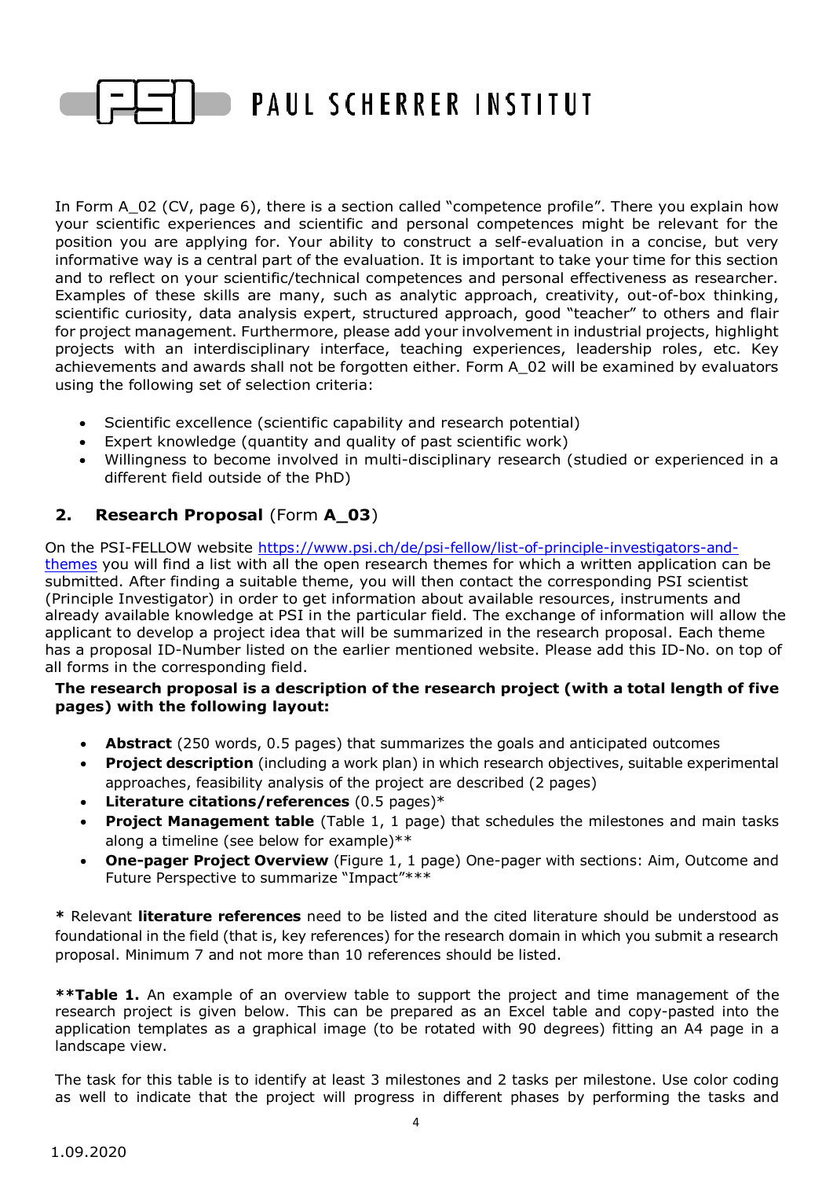In Form A_02 (CV, page 6), there is a section called "competence profile". There you explain how your scientific experiences and scientific and personal competences might be relevant for the position you are applying for. Your ability to construct a self-evaluation in a concise, but very informative way is a central part of the evaluation. It is important to take your time for this section and to reflect on your scientific/technical competences and personal effectiveness as researcher. Examples of these skills are many, such as analytic approach, creativity, out-of-box thinking, scientific curiosity, data analysis expert, structured approach, good "teacher" to others and flair for project management. Furthermore, please add your involvement in industrial projects, highlight projects with an interdisciplinary interface, teaching experiences, leadership roles, etc. Key achievements and awards shall not be forgotten either. Form A_02 will be examined by evaluators using the following set of selection criteria:

- Scientific excellence (scientific capability and research potential)
- Expert knowledge (quantity and quality of past scientific work)
- Willingness to become involved in multi-disciplinary research (studied or experienced in a different field outside of the PhD)

## 2. Research Proposal (Form **A_03**)

On the PSI-FELLOW website [https://www.psi.ch/de/psi-fellow/list-of-principle-investigators-and-themes](https://www.psi.ch/de/psi-fellow/list-of-principle-investigators-and-themes) you will find a list with all the open research themes for which a written application can be submitted. After finding a suitable theme, you will then contact the corresponding PSI scientist (Principle Investigator) in order to get information about available resources, instruments and already available knowledge at PSI in the particular field. The exchange of information will allow the applicant to develop a project idea that will be summarized in the research proposal. Each theme has a proposal ID-Number listed on the earlier mentioned website. Please add this ID-No. on top of all forms in the corresponding field.

**The research proposal is a description of the research project (with a total length of five pages) with the following layout:**

- **Abstract** (250 words, 0.5 pages) that summarizes the goals and anticipated outcomes
- **Project description** (including a work plan) in which research objectives, suitable experimental approaches, feasibility analysis of the project are described (2 pages)
- **Literature citations/references** (0.5 pages)*
- **Project Management table** (Table 1, 1 page) that schedules the milestones and main tasks along a timeline (see below for example)**
- **One-pager Project Overview** (Figure 1, 1 page) One-pager with sections: Aim, Outcome and Future Perspective to summarize "Impact"***

**\*** Relevant **literature references** need to be listed and the cited literature should be understood as foundational in the field (that is, key references) for the research domain in which you submit a research proposal. Minimum 7 and not more than 10 references should be listed.

**\*\*Table 1.** An example of an overview table to support the project and time management of the research project is given below. This can be prepared as an Excel table and copy-pasted into the application templates as a graphical image (to be rotated with 90 degrees) fitting an A4 page in a landscape view.

The task for this table is to identify at least 3 milestones and 2 tasks per milestone. Use color coding as well to indicate that the project will progress in different phases by performing the tasks and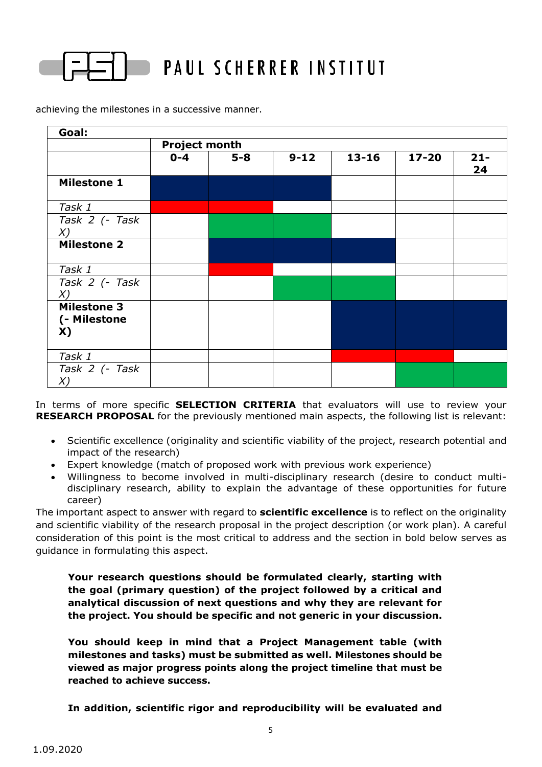achieving the milestones in a successive manner.

| **Goal:** | | | | | | |
|---|---|---|---|---|---|---|
| | **Project month** | | | | | |
| | **0-4** | **5-8** | **9-12** | **13-16** | **17-20** | **21-24** |
| **Milestone 1** | ■ | ■ | ■ | | | |
| *Task 1* | ■ | ■ | | | | |
| *Task 2 (- Task X)* | | ■ | ■ | | | |
| **Milestone 2** | | ■ | ■ | ■ | | |
| *Task 1* | | ■ | | | | |
| *Task 2 (- Task X)* | | | ■ | ■ | | |
| **Milestone 3 (- Milestone X)** | | | | ■ | ■ | ■ |
| *Task 1* | | | | ■ | ■ | |
| *Task 2 (- Task X)* | | | | | ■ | ■ |

In terms of more specific **SELECTION CRITERIA** that evaluators will use to review your **RESEARCH PROPOSAL** for the previously mentioned main aspects, the following list is relevant:

- Scientific excellence (originality and scientific viability of the project, research potential and impact of the research)
- Expert knowledge (match of proposed work with previous work experience)
- Willingness to become involved in multi-disciplinary research (desire to conduct multi-disciplinary research, ability to explain the advantage of these opportunities for future career)

The important aspect to answer with regard to **scientific excellence** is to reflect on the originality and scientific viability of the research proposal in the project description (or work plan). A careful consideration of this point is the most critical to address and the section in bold below serves as guidance in formulating this aspect.

**Your research questions should be formulated clearly, starting with the goal (primary question) of the project followed by a critical and analytical discussion of next questions and why they are relevant for the project. You should be specific and not generic in your discussion.**

**You should keep in mind that a Project Management table (with milestones and tasks) must be submitted as well. Milestones should be viewed as major progress points along the project timeline that must be reached to achieve success.**

**In addition, scientific rigor and reproducibility will be evaluated and**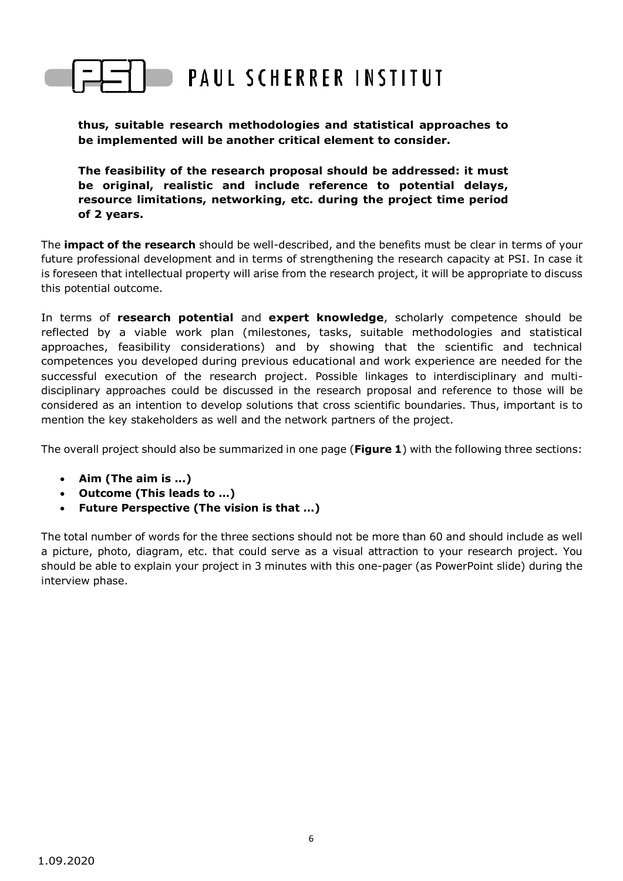**thus, suitable research methodologies and statistical approaches to be implemented will be another critical element to consider.**

**The feasibility of the research proposal should be addressed: it must be original, realistic and include reference to potential delays, resource limitations, networking, etc. during the project time period of 2 years.**

The **impact of the research** should be well-described, and the benefits must be clear in terms of your future professional development and in terms of strengthening the research capacity at PSI. In case it is foreseen that intellectual property will arise from the research project, it will be appropriate to discuss this potential outcome.

In terms of **research potential** and **expert knowledge**, scholarly competence should be reflected by a viable work plan (milestones, tasks, suitable methodologies and statistical approaches, feasibility considerations) and by showing that the scientific and technical competences you developed during previous educational and work experience are needed for the successful execution of the research project. Possible linkages to interdisciplinary and multi-disciplinary approaches could be discussed in the research proposal and reference to those will be considered as an intention to develop solutions that cross scientific boundaries. Thus, important is to mention the key stakeholders as well and the network partners of the project.

The overall project should also be summarized in one page (**Figure 1**) with the following three sections:

- **Aim (The aim is …)**
- **Outcome (This leads to …)**
- **Future Perspective (The vision is that …)**

The total number of words for the three sections should not be more than 60 and should include as well a picture, photo, diagram, etc. that could serve as a visual attraction to your research project. You should be able to explain your project in 3 minutes with this one-pager (as PowerPoint slide) during the interview phase.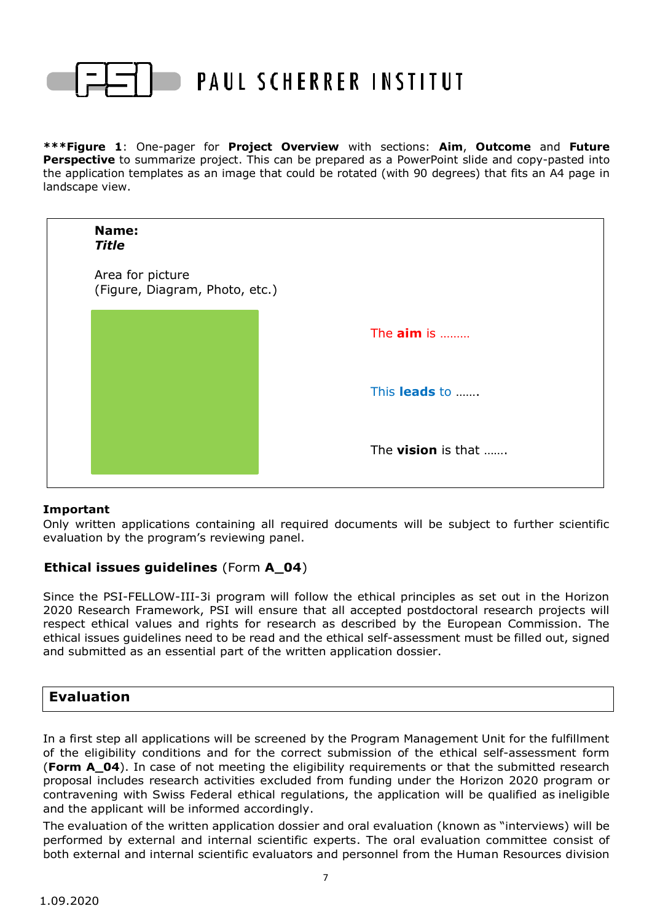***Figure 1**: One-pager for **Project Overview** with sections: **Aim**, **Outcome** and **Future Perspective** to summarize project. This can be prepared as a PowerPoint slide and copy-pasted into the application templates as an image that could be rotated (with 90 degrees) that fits an A4 page in landscape view.

**Name:**
***Title***

Area for picture
(Figure, Diagram, Photo, etc.)

The **aim** is ………

This **leads** to …….

The **vision** is that …….

**Important**
Only written applications containing all required documents will be subject to further scientific evaluation by the program's reviewing panel.

**Ethical issues guidelines** (Form **A_04**)

Since the PSI-FELLOW-III-3i program will follow the ethical principles as set out in the Horizon 2020 Research Framework, PSI will ensure that all accepted postdoctoral research projects will respect ethical values and rights for research as described by the European Commission. The ethical issues guidelines need to be read and the ethical self-assessment must be filled out, signed and submitted as an essential part of the written application dossier.

## Evaluation

In a first step all applications will be screened by the Program Management Unit for the fulfillment of the eligibility conditions and for the correct submission of the ethical self-assessment form (**Form A_04**). In case of not meeting the eligibility requirements or that the submitted research proposal includes research activities excluded from funding under the Horizon 2020 program or contravening with Swiss Federal ethical regulations, the application will be qualified as ineligible and the applicant will be informed accordingly.

The evaluation of the written application dossier and oral evaluation (known as "interviews) will be performed by external and internal scientific experts. The oral evaluation committee consist of both external and internal scientific evaluators and personnel from the Human Resources division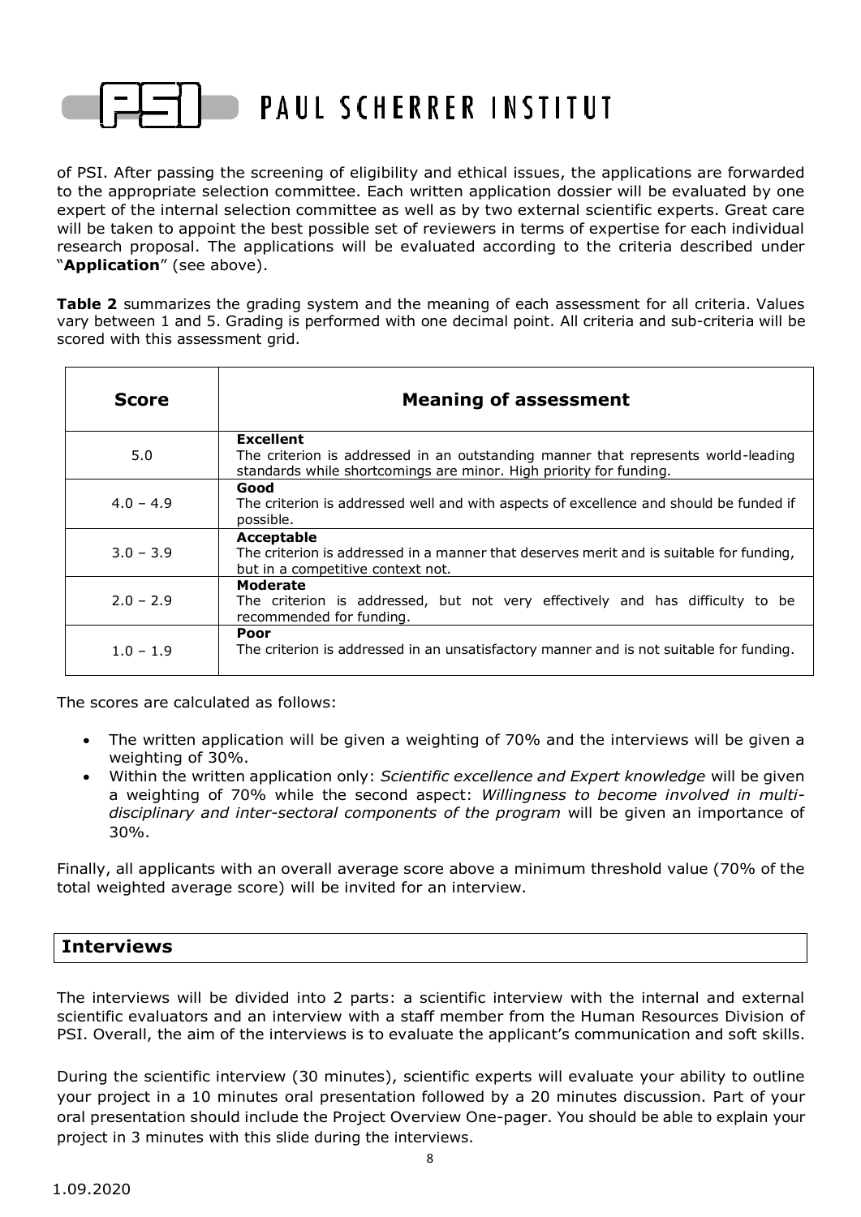of PSI. After passing the screening of eligibility and ethical issues, the applications are forwarded to the appropriate selection committee. Each written application dossier will be evaluated by one expert of the internal selection committee as well as by two external scientific experts. Great care will be taken to appoint the best possible set of reviewers in terms of expertise for each individual research proposal. The applications will be evaluated according to the criteria described under "**Application**" (see above).

**Table 2** summarizes the grading system and the meaning of each assessment for all criteria. Values vary between 1 and 5. Grading is performed with one decimal point. All criteria and sub-criteria will be scored with this assessment grid.

| Score | Meaning of assessment |
|---|---|
| 5.0 | **Excellent**<br>The criterion is addressed in an outstanding manner that represents world-leading standards while shortcomings are minor. High priority for funding. |
| 4.0 – 4.9 | **Good**<br>The criterion is addressed well and with aspects of excellence and should be funded if possible. |
| 3.0 – 3.9 | **Acceptable**<br>The criterion is addressed in a manner that deserves merit and is suitable for funding, but in a competitive context not. |
| 2.0 – 2.9 | **Moderate**<br>The criterion is addressed, but not very effectively and has difficulty to be recommended for funding. |
| 1.0 – 1.9 | **Poor**<br>The criterion is addressed in an unsatisfactory manner and is not suitable for funding. |

The scores are calculated as follows:

- The written application will be given a weighting of 70% and the interviews will be given a weighting of 30%.
- Within the written application only: *Scientific excellence and Expert knowledge* will be given a weighting of 70% while the second aspect: *Willingness to become involved in multi-disciplinary and inter-sectoral components of the program* will be given an importance of 30%.

Finally, all applicants with an overall average score above a minimum threshold value (70% of the total weighted average score) will be invited for an interview.

## Interviews

The interviews will be divided into 2 parts: a scientific interview with the internal and external scientific evaluators and an interview with a staff member from the Human Resources Division of PSI. Overall, the aim of the interviews is to evaluate the applicant's communication and soft skills.

During the scientific interview (30 minutes), scientific experts will evaluate your ability to outline your project in a 10 minutes oral presentation followed by a 20 minutes discussion. Part of your oral presentation should include the Project Overview One-pager. You should be able to explain your project in 3 minutes with this slide during the interviews.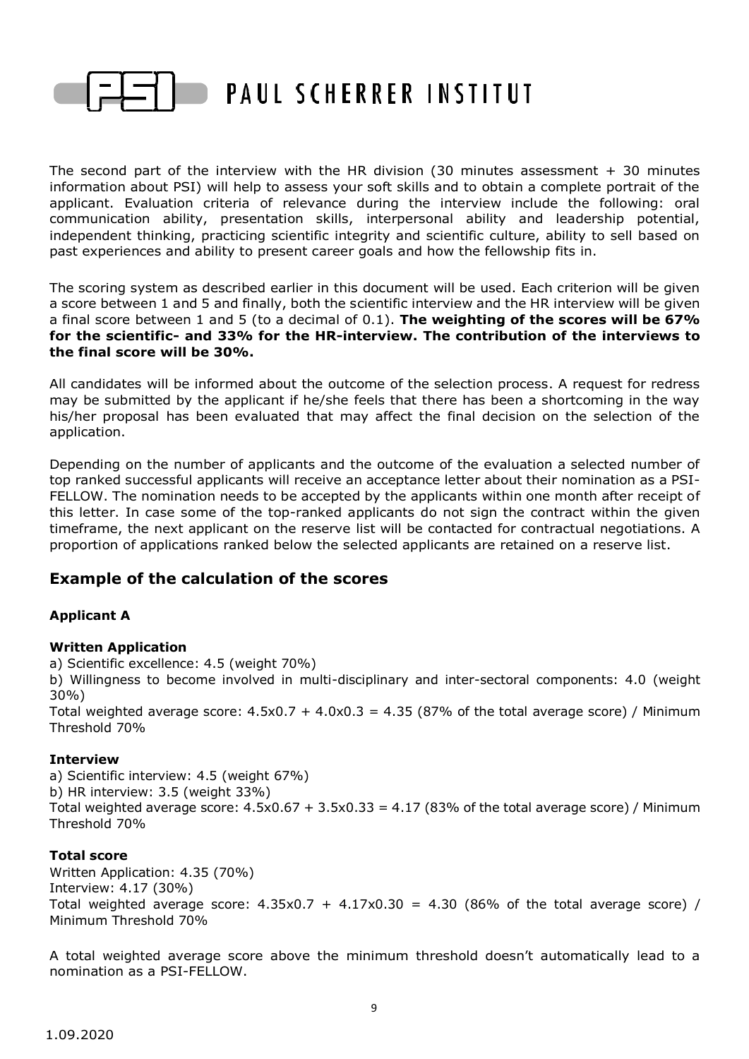The second part of the interview with the HR division (30 minutes assessment + 30 minutes information about PSI) will help to assess your soft skills and to obtain a complete portrait of the applicant. Evaluation criteria of relevance during the interview include the following: oral communication ability, presentation skills, interpersonal ability and leadership potential, independent thinking, practicing scientific integrity and scientific culture, ability to sell based on past experiences and ability to present career goals and how the fellowship fits in.

The scoring system as described earlier in this document will be used. Each criterion will be given a score between 1 and 5 and finally, both the scientific interview and the HR interview will be given a final score between 1 and 5 (to a decimal of 0.1). **The weighting of the scores will be 67% for the scientific- and 33% for the HR-interview. The contribution of the interviews to the final score will be 30%.**

All candidates will be informed about the outcome of the selection process. A request for redress may be submitted by the applicant if he/she feels that there has been a shortcoming in the way his/her proposal has been evaluated that may affect the final decision on the selection of the application.

Depending on the number of applicants and the outcome of the evaluation a selected number of top ranked successful applicants will receive an acceptance letter about their nomination as a PSI-FELLOW. The nomination needs to be accepted by the applicants within one month after receipt of this letter. In case some of the top-ranked applicants do not sign the contract within the given timeframe, the next applicant on the reserve list will be contacted for contractual negotiations. A proportion of applications ranked below the selected applicants are retained on a reserve list.

## Example of the calculation of the scores

**Applicant A**

**Written Application**

a) Scientific excellence: 4.5 (weight 70%)

b) Willingness to become involved in multi-disciplinary and inter-sectoral components: 4.0 (weight 30%)

Total weighted average score: 4.5x0.7 + 4.0x0.3 = 4.35 (87% of the total average score) / Minimum Threshold 70%

**Interview**

a) Scientific interview: 4.5 (weight 67%)

b) HR interview: 3.5 (weight 33%)

Total weighted average score: 4.5x0.67 + 3.5x0.33 = 4.17 (83% of the total average score) / Minimum Threshold 70%

**Total score**

Written Application: 4.35 (70%)

Interview: 4.17 (30%)

Total weighted average score: 4.35x0.7 + 4.17x0.30 = 4.30 (86% of the total average score) / Minimum Threshold 70%

A total weighted average score above the minimum threshold doesn't automatically lead to a nomination as a PSI-FELLOW.

1.09.2020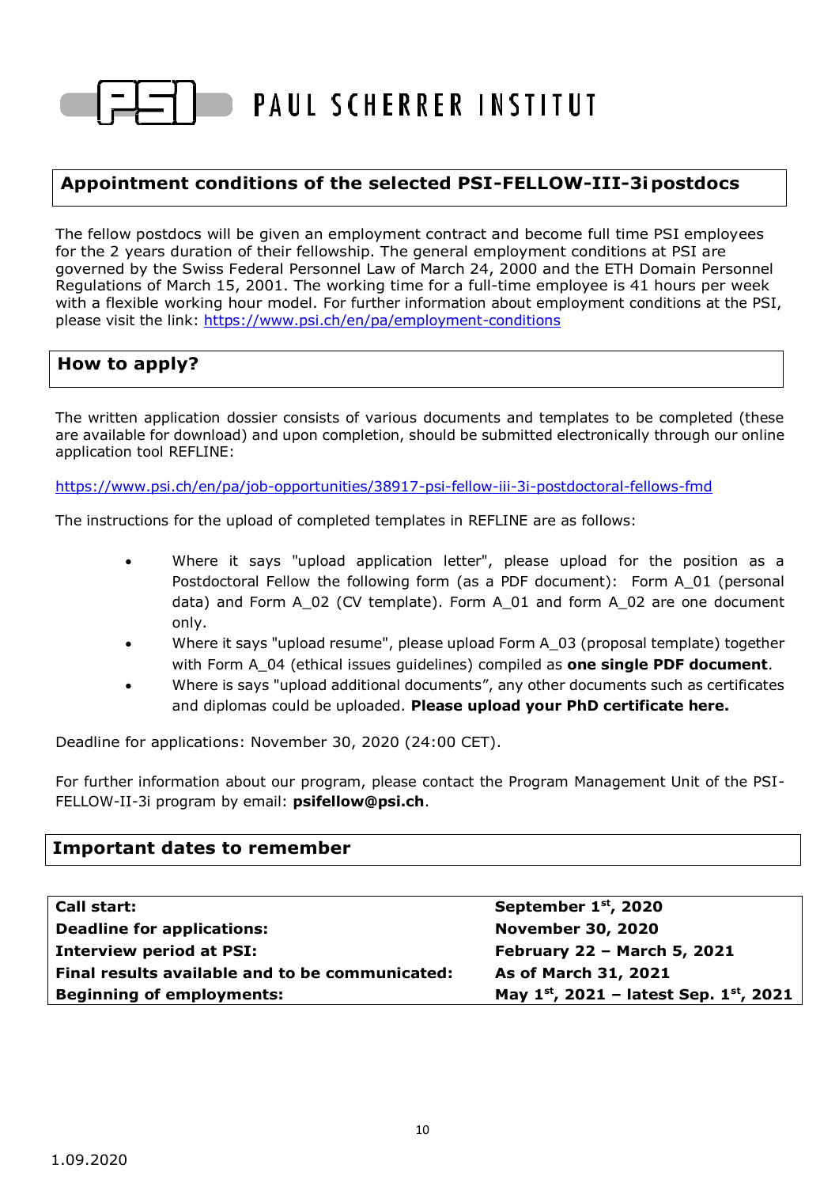PAUL SCHERRER INSTITUT

## Appointment conditions of the selected PSI-FELLOW-III-3i postdocs

The fellow postdocs will be given an employment contract and become full time PSI employees for the 2 years duration of their fellowship. The general employment conditions at PSI are governed by the Swiss Federal Personnel Law of March 24, 2000 and the ETH Domain Personnel Regulations of March 15, 2001. The working time for a full-time employee is 41 hours per week with a flexible working hour model. For further information about employment conditions at the PSI, please visit the link: https://www.psi.ch/en/pa/employment-conditions

## How to apply?

The written application dossier consists of various documents and templates to be completed (these are available for download) and upon completion, should be submitted electronically through our online application tool REFLINE:

https://www.psi.ch/en/pa/job-opportunities/38917-psi-fellow-iii-3i-postdoctoral-fellows-fmd

The instructions for the upload of completed templates in REFLINE are as follows:

- Where it says "upload application letter", please upload for the position as a Postdoctoral Fellow the following form (as a PDF document): Form A_01 (personal data) and Form A_02 (CV template). Form A_01 and form A_02 are one document only.
- Where it says "upload resume", please upload Form A_03 (proposal template) together with Form A_04 (ethical issues guidelines) compiled as **one single PDF document**.
- Where is says "upload additional documents", any other documents such as certificates and diplomas could be uploaded. **Please upload your PhD certificate here.**

Deadline for applications: November 30, 2020 (24:00 CET).

For further information about our program, please contact the Program Management Unit of the PSI-FELLOW-II-3i program by email: **psifellow@psi.ch**.

## Important dates to remember

| | |
|---|---|
| **Call start:** | **September 1st, 2020** |
| **Deadline for applications:** | **November 30, 2020** |
| **Interview period at PSI:** | **February 22 – March 5, 2021** |
| **Final results available and to be communicated:** | **As of March 31, 2021** |
| **Beginning of employments:** | **May 1st, 2021 – latest Sep. 1st, 2021** |

1.09.2020